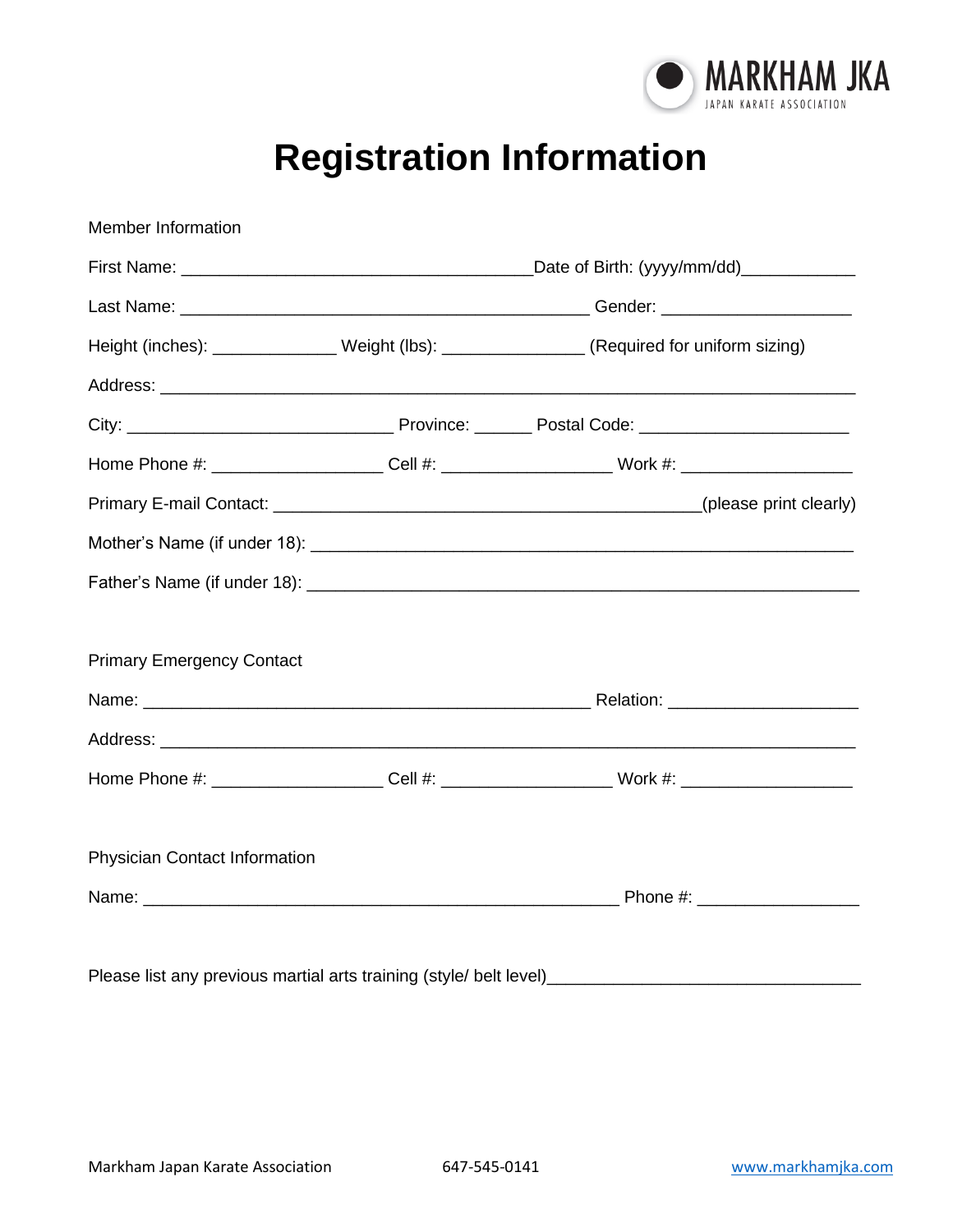MARKHAM JKA
JAPAN KARATE ASSOCIATION

# Registration Information

Member Information

First Name: ____________________________________Date of Birth: (yyyy/mm/dd)____________

Last Name: __________________________________________ Gender: ____________________

Height (inches): _____________ Weight (lbs): _______________ (Required for uniform sizing)

Address: _________________________________________________________________________

City: ___________________________ Province: ______ Postal Code: ______________________

Home Phone #: __________________ Cell #: __________________ Work #: __________________

Primary E-mail Contact: ____________________________________________(please print clearly)

Mother's Name (if under 18): _______________________________________________________

Father's Name (if under 18): ________________________________________________________

Primary Emergency Contact

Name: ______________________________________________ Relation: ____________________

Address: _________________________________________________________________________

Home Phone #: __________________ Cell #: __________________ Work #: __________________

Physician Contact Information

Name: __________________________________________________ Phone #: _________________

Please list any previous martial arts training (style/ belt level)________________________________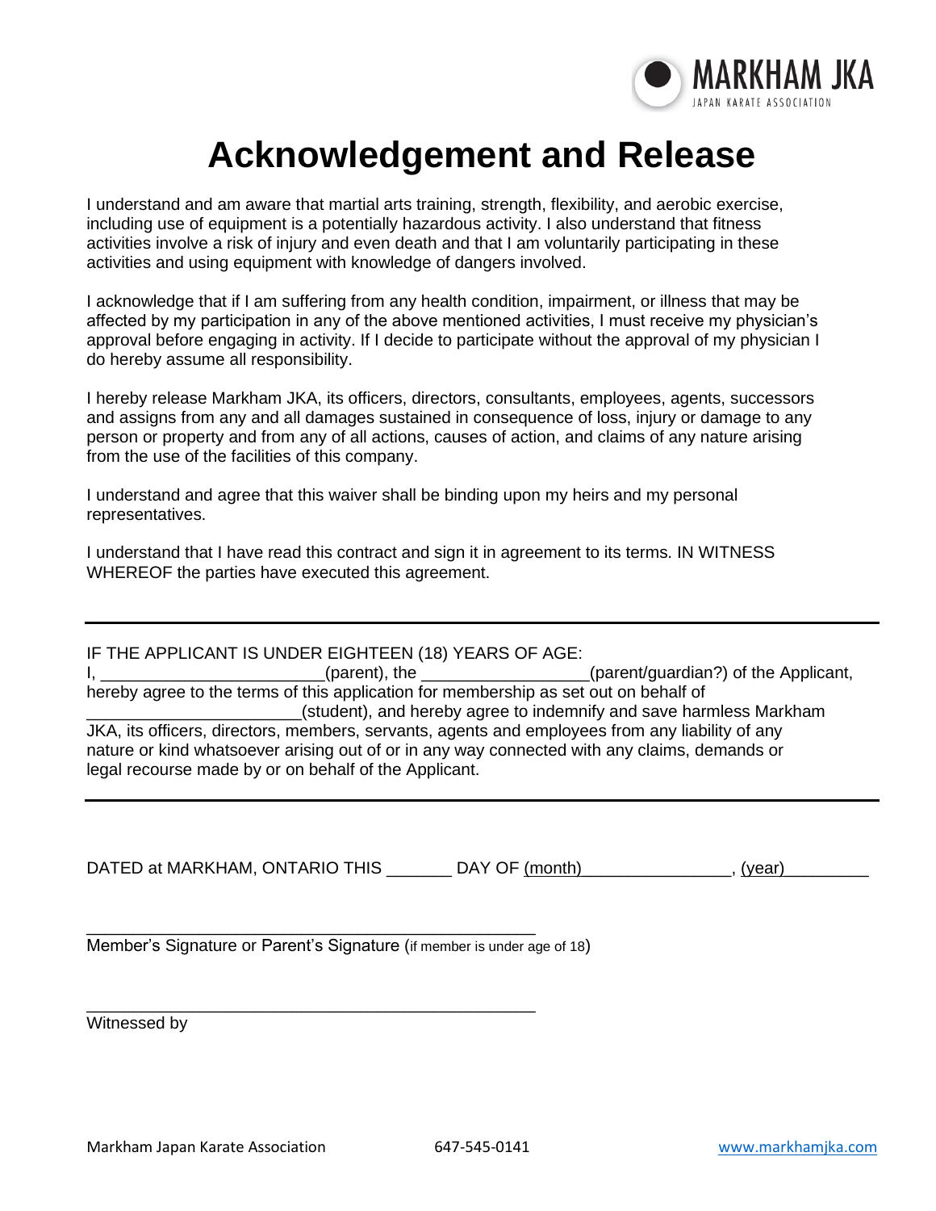MARKHAM JKA
JAPAN KARATE ASSOCIATION

# Acknowledgement and Release

I understand and am aware that martial arts training, strength, flexibility, and aerobic exercise, including use of equipment is a potentially hazardous activity. I also understand that fitness activities involve a risk of injury and even death and that I am voluntarily participating in these activities and using equipment with knowledge of dangers involved.

I acknowledge that if I am suffering from any health condition, impairment, or illness that may be affected by my participation in any of the above mentioned activities, I must receive my physician's approval before engaging in activity. If I decide to participate without the approval of my physician I do hereby assume all responsibility.

I hereby release Markham JKA, its officers, directors, consultants, employees, agents, successors and assigns from any and all damages sustained in consequence of loss, injury or damage to any person or property and from any of all actions, causes of action, and claims of any nature arising from the use of the facilities of this company.

I understand and agree that this waiver shall be binding upon my heirs and my personal representatives.

I understand that I have read this contract and sign it in agreement to its terms. IN WITNESS WHEREOF the parties have executed this agreement.

---

IF THE APPLICANT IS UNDER EIGHTEEN (18) YEARS OF AGE:
I, ________________________(parent), the __________________(parent/guardian?) of the Applicant, hereby agree to the terms of this application for membership as set out on behalf of _______________________(student), and hereby agree to indemnify and save harmless Markham JKA, its officers, directors, members, servants, agents and employees from any liability of any nature or kind whatsoever arising out of or in any way connected with any claims, demands or legal recourse made by or on behalf of the Applicant.

---

DATED at MARKHAM, ONTARIO THIS _______ DAY OF (month)________________, (year)_________

_________________________________________________
Member's Signature or Parent's Signature (if member is under age of 18)

_________________________________________________
Witnessed by

Markham Japan Karate Association 647-545-0141 www.markhamjka.com